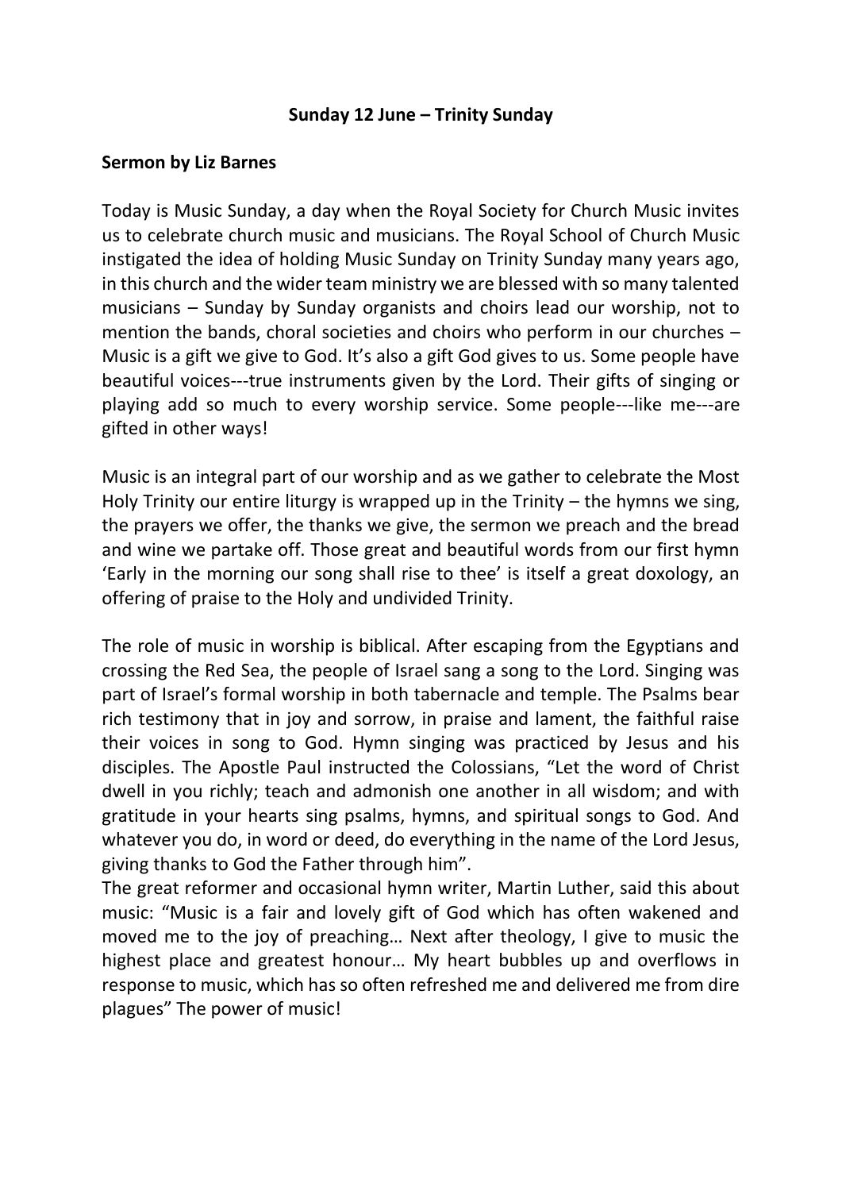**Sunday 12 June – Trinity Sunday**

**Sermon by Liz Barnes**

Today is Music Sunday, a day when the Royal Society for Church Music invites us to celebrate church music and musicians. The Royal School of Church Music instigated the idea of holding Music Sunday on Trinity Sunday many years ago, in this church and the wider team ministry we are blessed with so many talented musicians – Sunday by Sunday organists and choirs lead our worship, not to mention the bands, choral societies and choirs who perform in our churches – Music is a gift we give to God. It's also a gift God gives to us. Some people have beautiful voices---true instruments given by the Lord. Their gifts of singing or playing add so much to every worship service. Some people---like me---are gifted in other ways!

Music is an integral part of our worship and as we gather to celebrate the Most Holy Trinity our entire liturgy is wrapped up in the Trinity – the hymns we sing, the prayers we offer, the thanks we give, the sermon we preach and the bread and wine we partake off. Those great and beautiful words from our first hymn 'Early in the morning our song shall rise to thee' is itself a great doxology, an offering of praise to the Holy and undivided Trinity.

The role of music in worship is biblical. After escaping from the Egyptians and crossing the Red Sea, the people of Israel sang a song to the Lord. Singing was part of Israel's formal worship in both tabernacle and temple. The Psalms bear rich testimony that in joy and sorrow, in praise and lament, the faithful raise their voices in song to God. Hymn singing was practiced by Jesus and his disciples. The Apostle Paul instructed the Colossians, "Let the word of Christ dwell in you richly; teach and admonish one another in all wisdom; and with gratitude in your hearts sing psalms, hymns, and spiritual songs to God. And whatever you do, in word or deed, do everything in the name of the Lord Jesus, giving thanks to God the Father through him".
The great reformer and occasional hymn writer, Martin Luther, said this about music: "Music is a fair and lovely gift of God which has often wakened and moved me to the joy of preaching… Next after theology, I give to music the highest place and greatest honour… My heart bubbles up and overflows in response to music, which has so often refreshed me and delivered me from dire plagues" The power of music!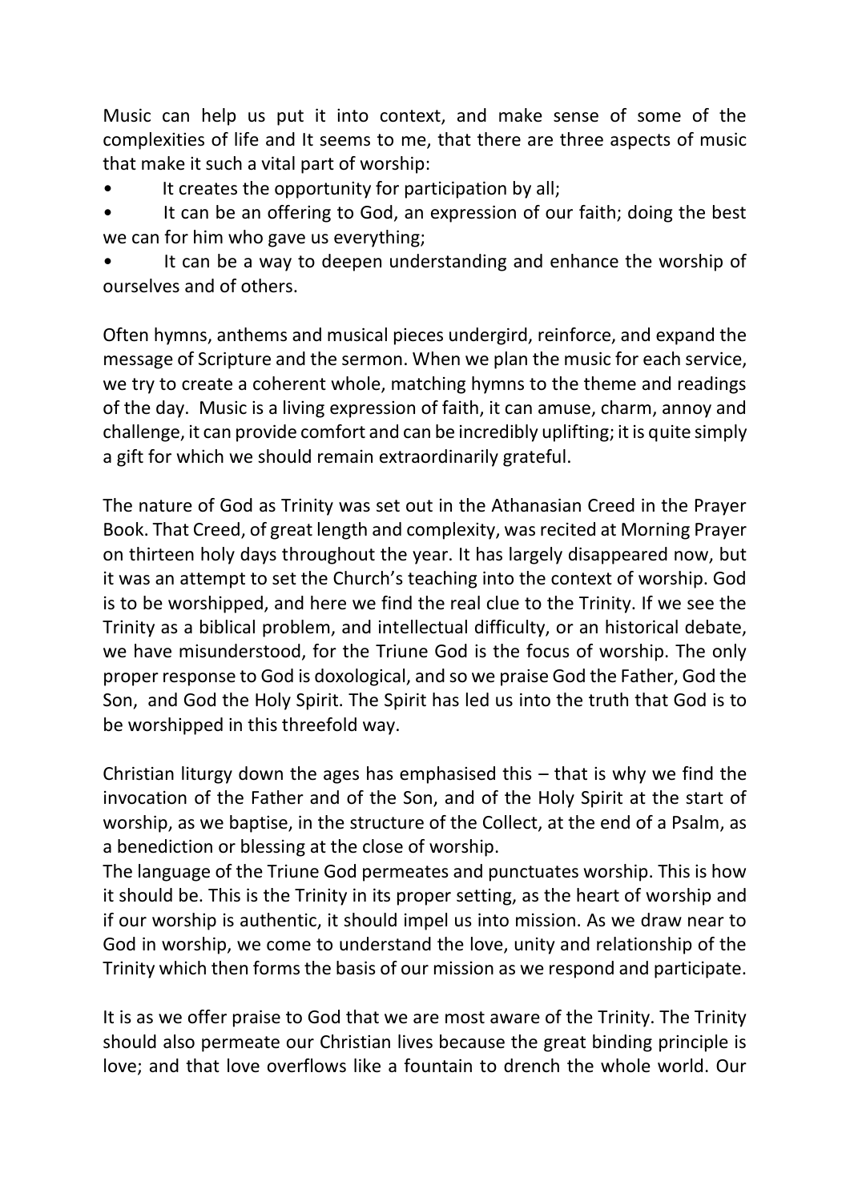Music can help us put it into context, and make sense of some of the complexities of life and It seems to me, that there are three aspects of music that make it such a vital part of worship:

- It creates the opportunity for participation by all;
- It can be an offering to God, an expression of our faith; doing the best we can for him who gave us everything;
- It can be a way to deepen understanding and enhance the worship of ourselves and of others.

Often hymns, anthems and musical pieces undergird, reinforce, and expand the message of Scripture and the sermon. When we plan the music for each service, we try to create a coherent whole, matching hymns to the theme and readings of the day. Music is a living expression of faith, it can amuse, charm, annoy and challenge, it can provide comfort and can be incredibly uplifting; it is quite simply a gift for which we should remain extraordinarily grateful.

The nature of God as Trinity was set out in the Athanasian Creed in the Prayer Book. That Creed, of great length and complexity, was recited at Morning Prayer on thirteen holy days throughout the year. It has largely disappeared now, but it was an attempt to set the Church's teaching into the context of worship. God is to be worshipped, and here we find the real clue to the Trinity. If we see the Trinity as a biblical problem, and intellectual difficulty, or an historical debate, we have misunderstood, for the Triune God is the focus of worship. The only proper response to God is doxological, and so we praise God the Father, God the Son, and God the Holy Spirit. The Spirit has led us into the truth that God is to be worshipped in this threefold way.

Christian liturgy down the ages has emphasised this – that is why we find the invocation of the Father and of the Son, and of the Holy Spirit at the start of worship, as we baptise, in the structure of the Collect, at the end of a Psalm, as a benediction or blessing at the close of worship.
The language of the Triune God permeates and punctuates worship. This is how it should be. This is the Trinity in its proper setting, as the heart of worship and if our worship is authentic, it should impel us into mission. As we draw near to God in worship, we come to understand the love, unity and relationship of the Trinity which then forms the basis of our mission as we respond and participate.

It is as we offer praise to God that we are most aware of the Trinity. The Trinity should also permeate our Christian lives because the great binding principle is love; and that love overflows like a fountain to drench the whole world. Our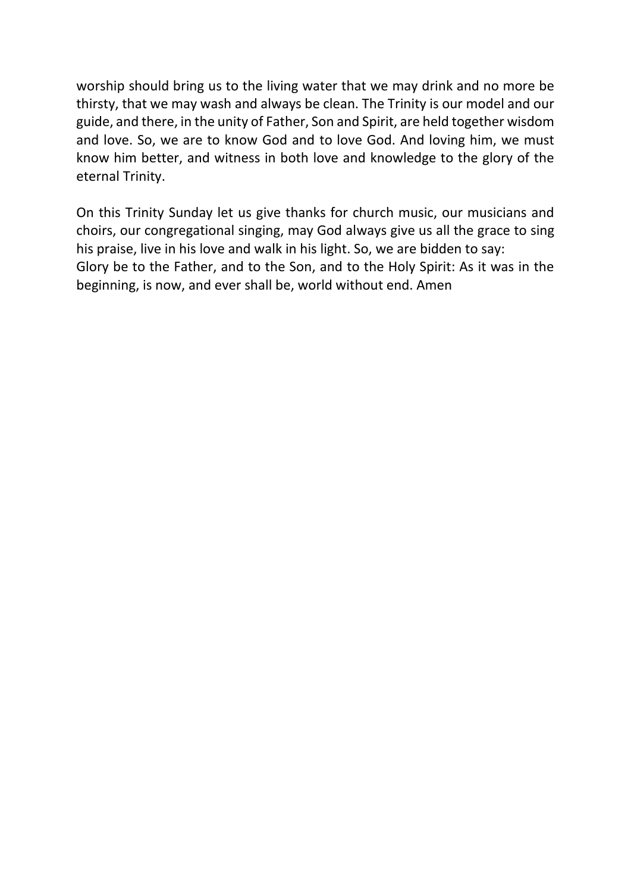worship should bring us to the living water that we may drink and no more be thirsty, that we may wash and always be clean. The Trinity is our model and our guide, and there, in the unity of Father, Son and Spirit, are held together wisdom and love. So, we are to know God and to love God. And loving him, we must know him better, and witness in both love and knowledge to the glory of the eternal Trinity.

On this Trinity Sunday let us give thanks for church music, our musicians and choirs, our congregational singing, may God always give us all the grace to sing his praise, live in his love and walk in his light. So, we are bidden to say:
Glory be to the Father, and to the Son, and to the Holy Spirit: As it was in the beginning, is now, and ever shall be, world without end. Amen